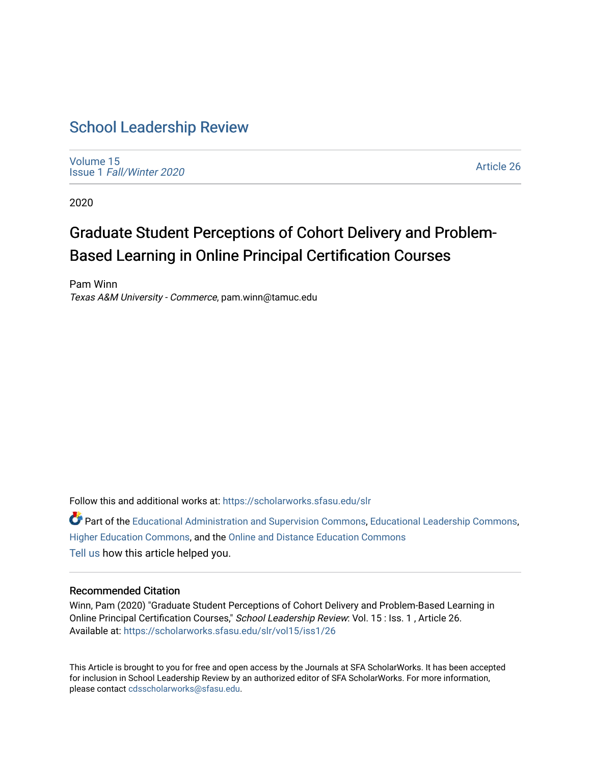# School Leadership Review

Volume 15
Issue 1 *Fall/Winter 2020*

Article 26

2020

## Graduate Student Perceptions of Cohort Delivery and Problem-Based Learning in Online Principal Certification Courses

Pam Winn
*Texas A&M University - Commerce*, pam.winn@tamuc.edu

Follow this and additional works at: https://scholarworks.sfasu.edu/slr

Part of the Educational Administration and Supervision Commons, Educational Leadership Commons, Higher Education Commons, and the Online and Distance Education Commons

Tell us how this article helped you.

### Recommended Citation

Winn, Pam (2020) "Graduate Student Perceptions of Cohort Delivery and Problem-Based Learning in Online Principal Certification Courses," *School Leadership Review*: Vol. 15 : Iss. 1 , Article 26.
Available at: https://scholarworks.sfasu.edu/slr/vol15/iss1/26

This Article is brought to you for free and open access by the Journals at SFA ScholarWorks. It has been accepted for inclusion in School Leadership Review by an authorized editor of SFA ScholarWorks. For more information, please contact cdsscholarworks@sfasu.edu.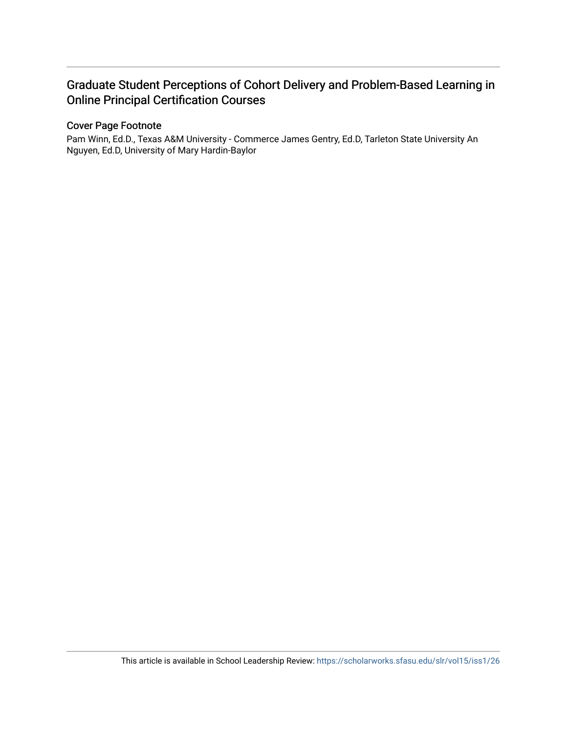# Graduate Student Perceptions of Cohort Delivery and Problem-Based Learning in Online Principal Certification Courses

## Cover Page Footnote

Pam Winn, Ed.D., Texas A&M University - Commerce James Gentry, Ed.D, Tarleton State University An Nguyen, Ed.D, University of Mary Hardin-Baylor

This article is available in School Leadership Review: https://scholarworks.sfasu.edu/slr/vol15/iss1/26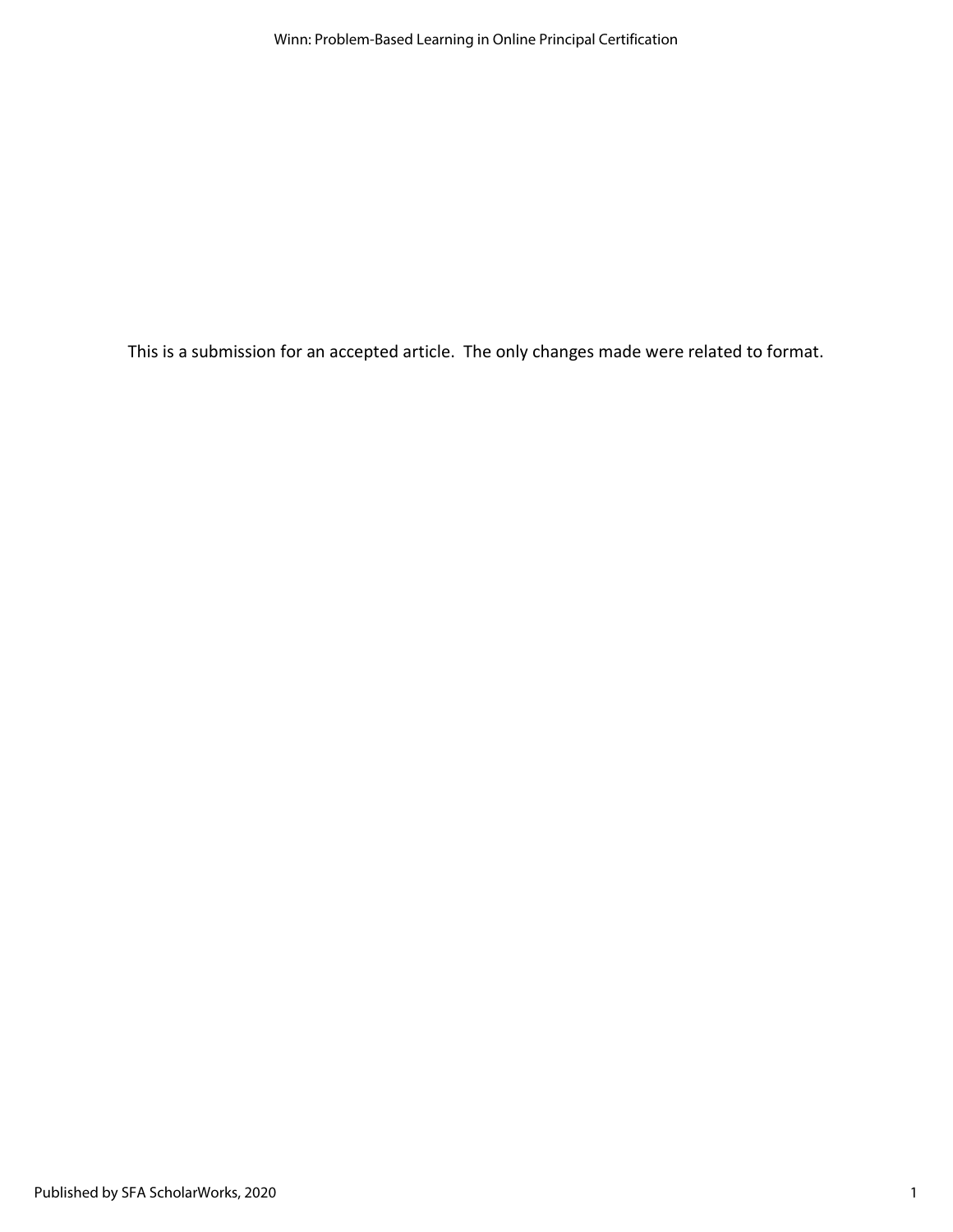This is a submission for an accepted article. The only changes made were related to format.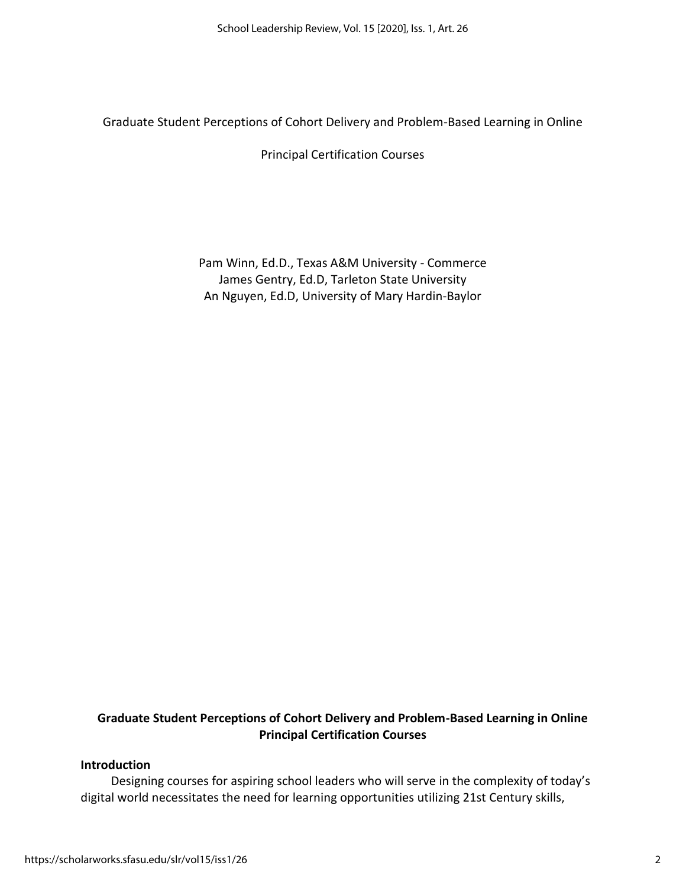Graduate Student Perceptions of Cohort Delivery and Problem-Based Learning in Online Principal Certification Courses

Pam Winn, Ed.D., Texas A&M University - Commerce
James Gentry, Ed.D, Tarleton State University
An Nguyen, Ed.D, University of Mary Hardin-Baylor

**Graduate Student Perceptions of Cohort Delivery and Problem-Based Learning in Online Principal Certification Courses**

**Introduction**

Designing courses for aspiring school leaders who will serve in the complexity of today's digital world necessitates the need for learning opportunities utilizing 21st Century skills,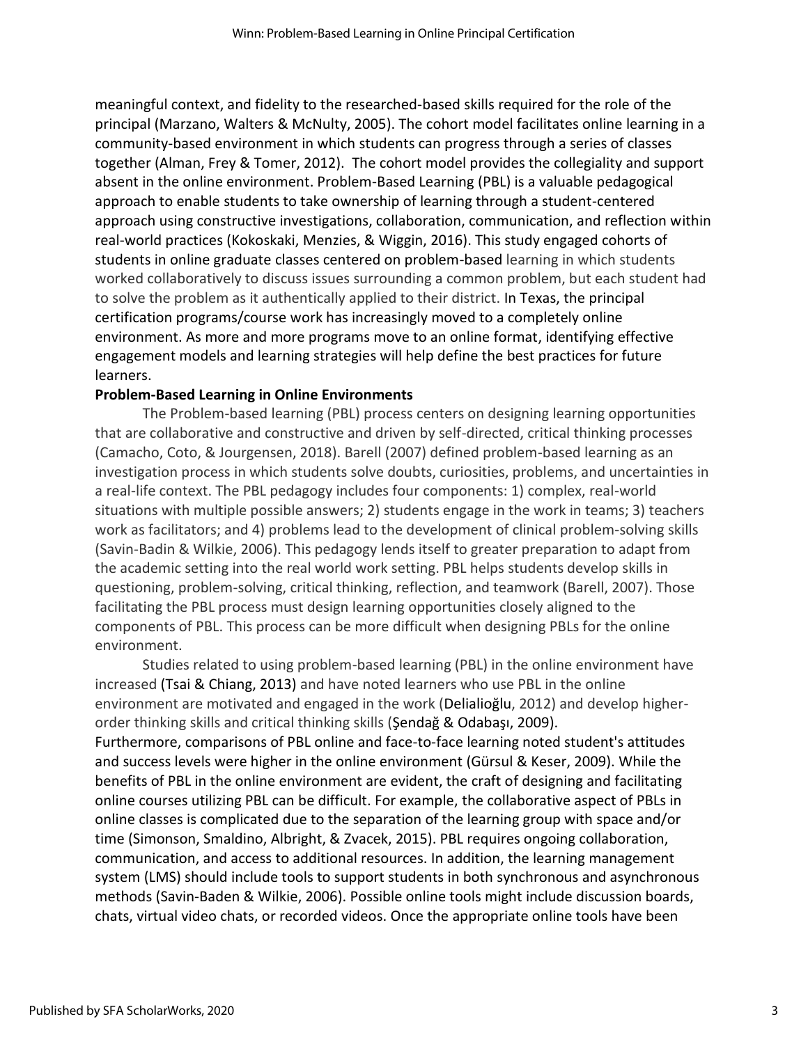meaningful context, and fidelity to the researched-based skills required for the role of the principal (Marzano, Walters & McNulty, 2005). The cohort model facilitates online learning in a community-based environment in which students can progress through a series of classes together (Alman, Frey & Tomer, 2012). The cohort model provides the collegiality and support absent in the online environment. Problem-Based Learning (PBL) is a valuable pedagogical approach to enable students to take ownership of learning through a student-centered approach using constructive investigations, collaboration, communication, and reflection within real-world practices (Kokoskaki, Menzies, & Wiggin, 2016). This study engaged cohorts of students in online graduate classes centered on problem-based learning in which students worked collaboratively to discuss issues surrounding a common problem, but each student had to solve the problem as it authentically applied to their district. In Texas, the principal certification programs/course work has increasingly moved to a completely online environment. As more and more programs move to an online format, identifying effective engagement models and learning strategies will help define the best practices for future learners.

**Problem-Based Learning in Online Environments**

The Problem-based learning (PBL) process centers on designing learning opportunities that are collaborative and constructive and driven by self-directed, critical thinking processes (Camacho, Coto, & Jourgensen, 2018). Barell (2007) defined problem-based learning as an investigation process in which students solve doubts, curiosities, problems, and uncertainties in a real-life context. The PBL pedagogy includes four components: 1) complex, real-world situations with multiple possible answers; 2) students engage in the work in teams; 3) teachers work as facilitators; and 4) problems lead to the development of clinical problem-solving skills (Savin-Badin & Wilkie, 2006). This pedagogy lends itself to greater preparation to adapt from the academic setting into the real world work setting. PBL helps students develop skills in questioning, problem-solving, critical thinking, reflection, and teamwork (Barell, 2007). Those facilitating the PBL process must design learning opportunities closely aligned to the components of PBL. This process can be more difficult when designing PBLs for the online environment.

Studies related to using problem-based learning (PBL) in the online environment have increased (Tsai & Chiang, 2013) and have noted learners who use PBL in the online environment are motivated and engaged in the work (Delialioğlu, 2012) and develop higher-order thinking skills and critical thinking skills (Şendağ & Odabaşı, 2009). Furthermore, comparisons of PBL online and face-to-face learning noted student's attitudes and success levels were higher in the online environment (Gürsul & Keser, 2009). While the benefits of PBL in the online environment are evident, the craft of designing and facilitating online courses utilizing PBL can be difficult. For example, the collaborative aspect of PBLs in online classes is complicated due to the separation of the learning group with space and/or time (Simonson, Smaldino, Albright, & Zvacek, 2015). PBL requires ongoing collaboration, communication, and access to additional resources. In addition, the learning management system (LMS) should include tools to support students in both synchronous and asynchronous methods (Savin-Baden & Wilkie, 2006). Possible online tools might include discussion boards, chats, virtual video chats, or recorded videos. Once the appropriate online tools have been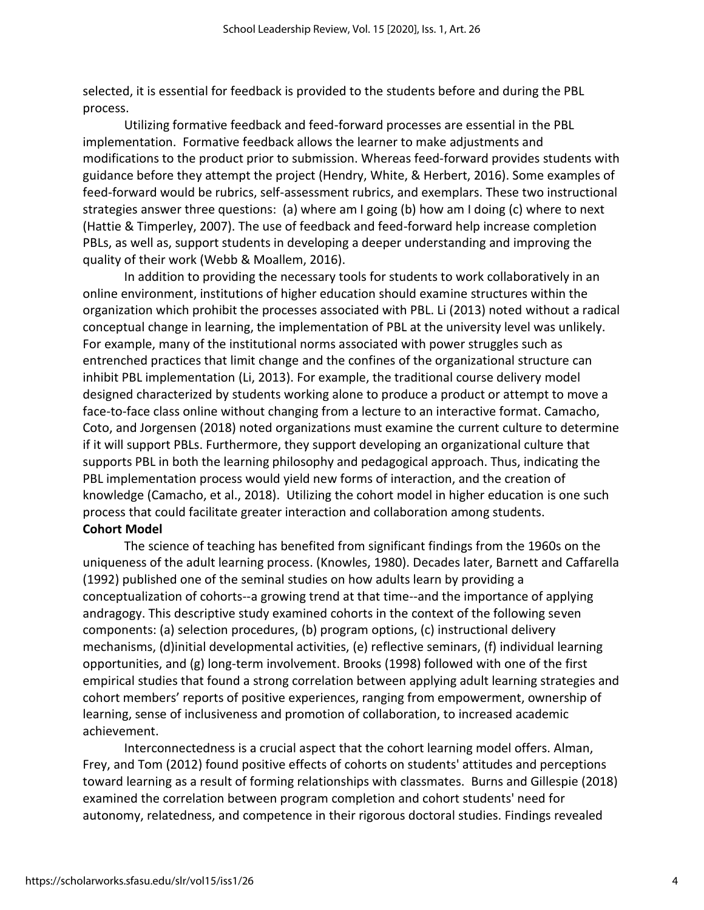selected, it is essential for feedback is provided to the students before and during the PBL process.

Utilizing formative feedback and feed-forward processes are essential in the PBL implementation. Formative feedback allows the learner to make adjustments and modifications to the product prior to submission. Whereas feed-forward provides students with guidance before they attempt the project (Hendry, White, & Herbert, 2016). Some examples of feed-forward would be rubrics, self-assessment rubrics, and exemplars. These two instructional strategies answer three questions: (a) where am I going (b) how am I doing (c) where to next (Hattie & Timperley, 2007). The use of feedback and feed-forward help increase completion PBLs, as well as, support students in developing a deeper understanding and improving the quality of their work (Webb & Moallem, 2016).

In addition to providing the necessary tools for students to work collaboratively in an online environment, institutions of higher education should examine structures within the organization which prohibit the processes associated with PBL. Li (2013) noted without a radical conceptual change in learning, the implementation of PBL at the university level was unlikely. For example, many of the institutional norms associated with power struggles such as entrenched practices that limit change and the confines of the organizational structure can inhibit PBL implementation (Li, 2013). For example, the traditional course delivery model designed characterized by students working alone to produce a product or attempt to move a face-to-face class online without changing from a lecture to an interactive format. Camacho, Coto, and Jorgensen (2018) noted organizations must examine the current culture to determine if it will support PBLs. Furthermore, they support developing an organizational culture that supports PBL in both the learning philosophy and pedagogical approach. Thus, indicating the PBL implementation process would yield new forms of interaction, and the creation of knowledge (Camacho, et al., 2018). Utilizing the cohort model in higher education is one such process that could facilitate greater interaction and collaboration among students.

**Cohort Model**

The science of teaching has benefited from significant findings from the 1960s on the uniqueness of the adult learning process. (Knowles, 1980). Decades later, Barnett and Caffarella (1992) published one of the seminal studies on how adults learn by providing a conceptualization of cohorts--a growing trend at that time--and the importance of applying andragogy. This descriptive study examined cohorts in the context of the following seven components: (a) selection procedures, (b) program options, (c) instructional delivery mechanisms, (d)initial developmental activities, (e) reflective seminars, (f) individual learning opportunities, and (g) long-term involvement. Brooks (1998) followed with one of the first empirical studies that found a strong correlation between applying adult learning strategies and cohort members' reports of positive experiences, ranging from empowerment, ownership of learning, sense of inclusiveness and promotion of collaboration, to increased academic achievement.

Interconnectedness is a crucial aspect that the cohort learning model offers. Alman, Frey, and Tom (2012) found positive effects of cohorts on students' attitudes and perceptions toward learning as a result of forming relationships with classmates. Burns and Gillespie (2018) examined the correlation between program completion and cohort students' need for autonomy, relatedness, and competence in their rigorous doctoral studies. Findings revealed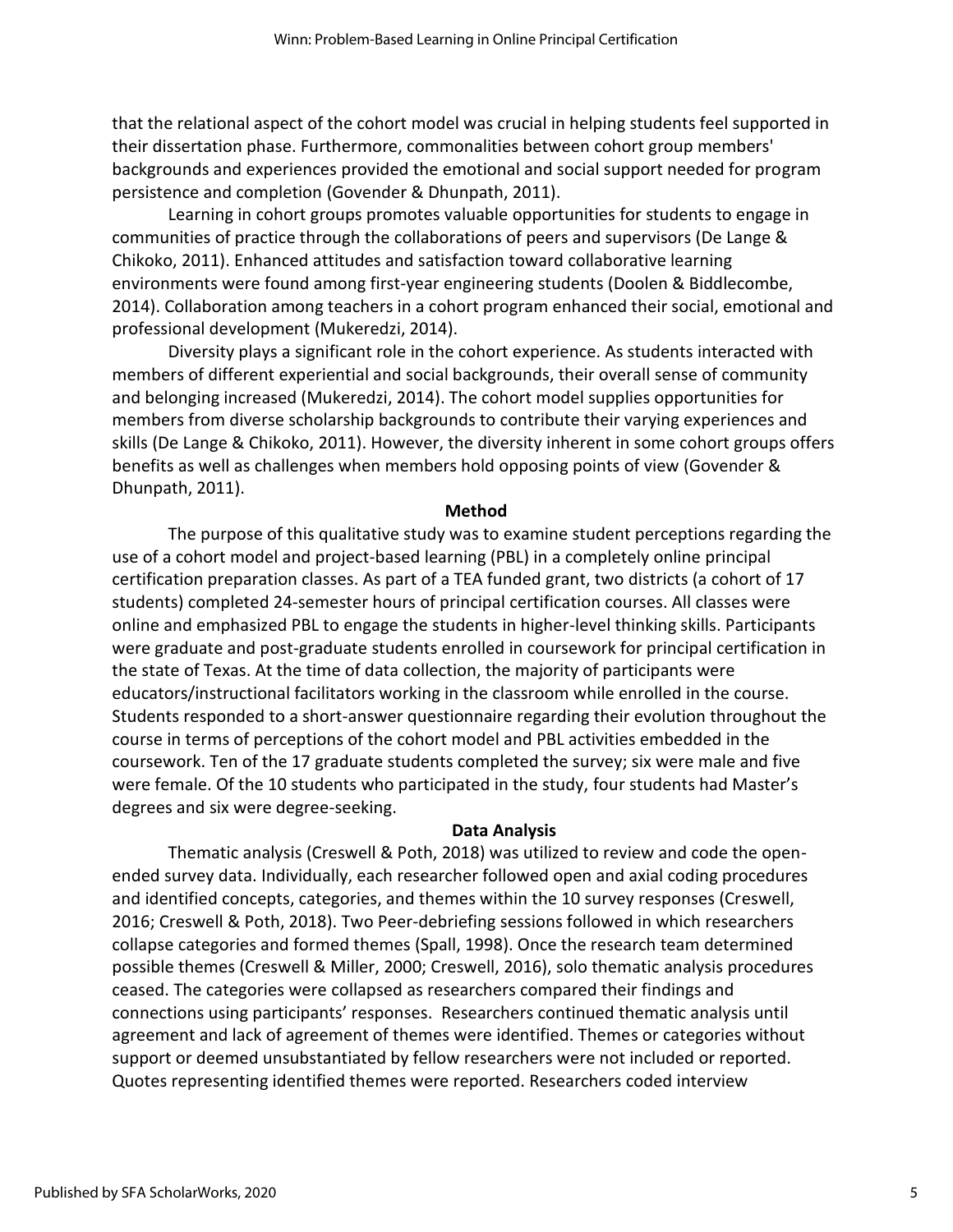that the relational aspect of the cohort model was crucial in helping students feel supported in their dissertation phase. Furthermore, commonalities between cohort group members' backgrounds and experiences provided the emotional and social support needed for program persistence and completion (Govender & Dhunpath, 2011).

Learning in cohort groups promotes valuable opportunities for students to engage in communities of practice through the collaborations of peers and supervisors (De Lange & Chikoko, 2011). Enhanced attitudes and satisfaction toward collaborative learning environments were found among first-year engineering students (Doolen & Biddlecombe, 2014). Collaboration among teachers in a cohort program enhanced their social, emotional and professional development (Mukeredzi, 2014).

Diversity plays a significant role in the cohort experience. As students interacted with members of different experiential and social backgrounds, their overall sense of community and belonging increased (Mukeredzi, 2014). The cohort model supplies opportunities for members from diverse scholarship backgrounds to contribute their varying experiences and skills (De Lange & Chikoko, 2011). However, the diversity inherent in some cohort groups offers benefits as well as challenges when members hold opposing points of view (Govender & Dhunpath, 2011).

## Method

The purpose of this qualitative study was to examine student perceptions regarding the use of a cohort model and project-based learning (PBL) in a completely online principal certification preparation classes. As part of a TEA funded grant, two districts (a cohort of 17 students) completed 24-semester hours of principal certification courses. All classes were online and emphasized PBL to engage the students in higher-level thinking skills. Participants were graduate and post-graduate students enrolled in coursework for principal certification in the state of Texas. At the time of data collection, the majority of participants were educators/instructional facilitators working in the classroom while enrolled in the course. Students responded to a short-answer questionnaire regarding their evolution throughout the course in terms of perceptions of the cohort model and PBL activities embedded in the coursework. Ten of the 17 graduate students completed the survey; six were male and five were female. Of the 10 students who participated in the study, four students had Master's degrees and six were degree-seeking.

## Data Analysis

Thematic analysis (Creswell & Poth, 2018) was utilized to review and code the open-ended survey data. Individually, each researcher followed open and axial coding procedures and identified concepts, categories, and themes within the 10 survey responses (Creswell, 2016; Creswell & Poth, 2018). Two Peer-debriefing sessions followed in which researchers collapse categories and formed themes (Spall, 1998). Once the research team determined possible themes (Creswell & Miller, 2000; Creswell, 2016), solo thematic analysis procedures ceased. The categories were collapsed as researchers compared their findings and connections using participants' responses. Researchers continued thematic analysis until agreement and lack of agreement of themes were identified. Themes or categories without support or deemed unsubstantiated by fellow researchers were not included or reported. Quotes representing identified themes were reported. Researchers coded interview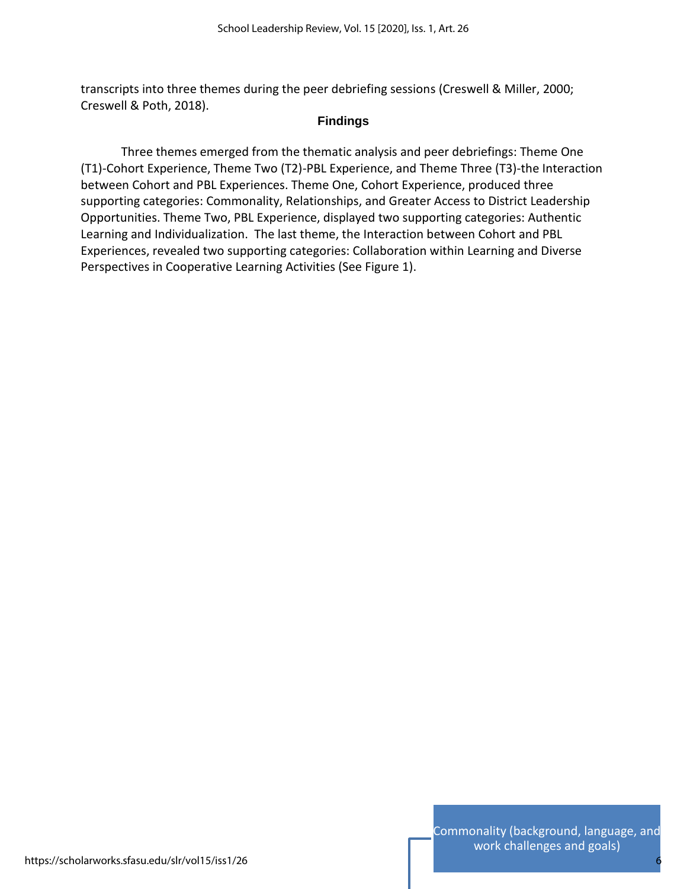transcripts into three themes during the peer debriefing sessions (Creswell & Miller, 2000; Creswell & Poth, 2018).

## Findings

Three themes emerged from the thematic analysis and peer debriefings: Theme One (T1)-Cohort Experience, Theme Two (T2)-PBL Experience, and Theme Three (T3)-the Interaction between Cohort and PBL Experiences. Theme One, Cohort Experience, produced three supporting categories: Commonality, Relationships, and Greater Access to District Leadership Opportunities. Theme Two, PBL Experience, displayed two supporting categories: Authentic Learning and Individualization. The last theme, the Interaction between Cohort and PBL Experiences, revealed two supporting categories: Collaboration within Learning and Diverse Perspectives in Cooperative Learning Activities (See Figure 1).

Commonality (background, language, and work challenges and goals)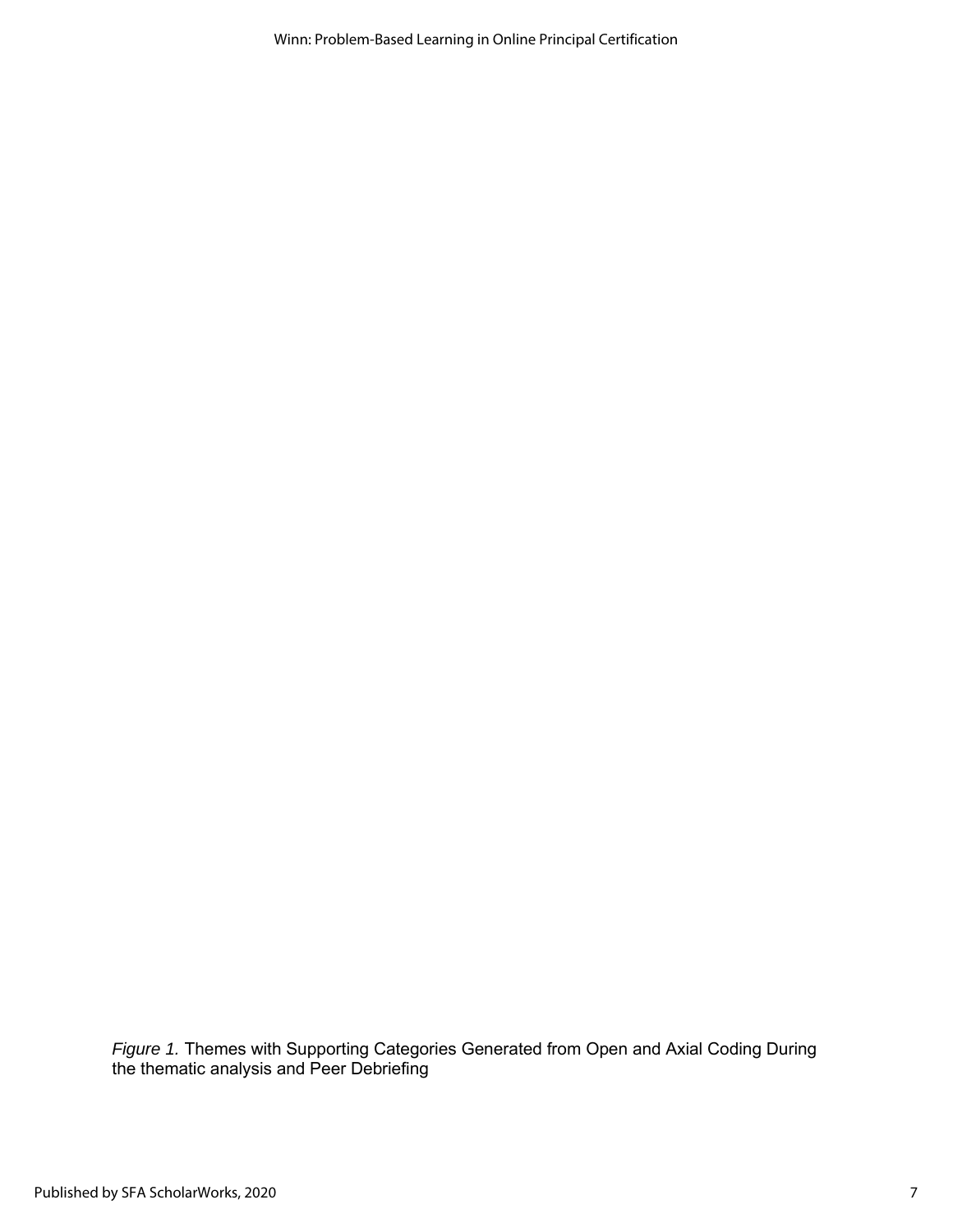*Figure 1.* Themes with Supporting Categories Generated from Open and Axial Coding During the thematic analysis and Peer Debriefing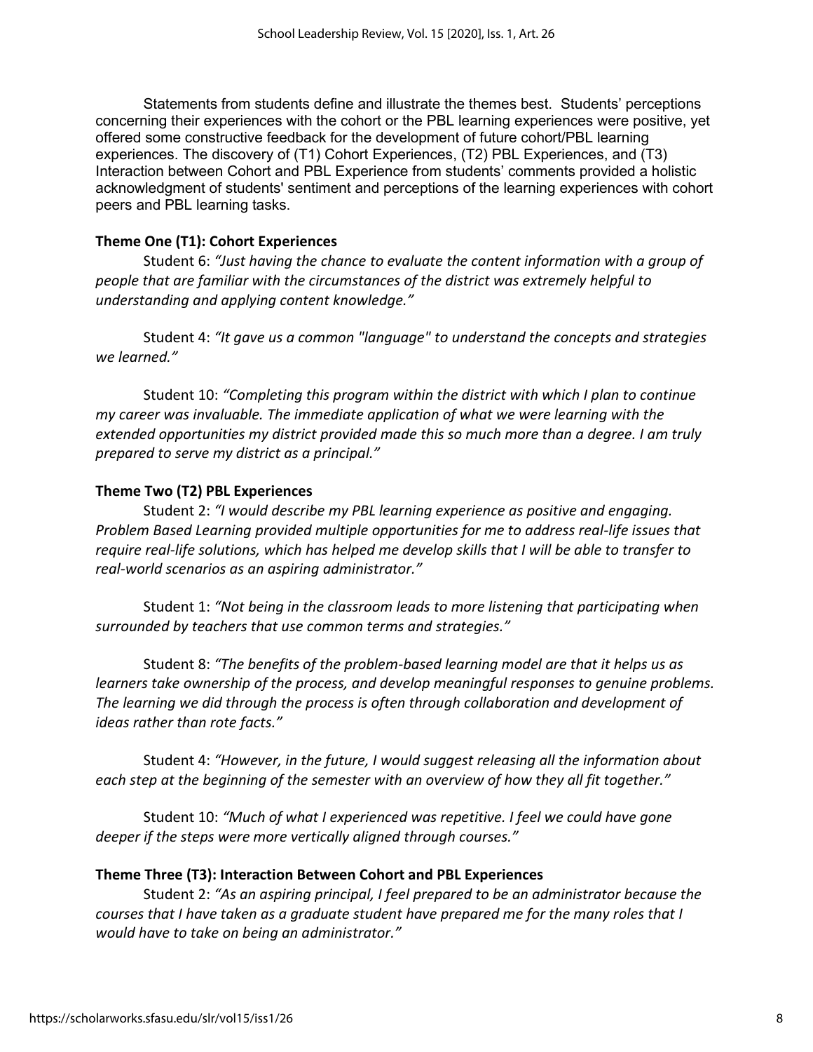Statements from students define and illustrate the themes best. Students' perceptions concerning their experiences with the cohort or the PBL learning experiences were positive, yet offered some constructive feedback for the development of future cohort/PBL learning experiences. The discovery of (T1) Cohort Experiences, (T2) PBL Experiences, and (T3) Interaction between Cohort and PBL Experience from students' comments provided a holistic acknowledgment of students' sentiment and perceptions of the learning experiences with cohort peers and PBL learning tasks.

**Theme One (T1): Cohort Experiences**

Student 6: *"Just having the chance to evaluate the content information with a group of people that are familiar with the circumstances of the district was extremely helpful to understanding and applying content knowledge."*

Student 4: *"It gave us a common "language" to understand the concepts and strategies we learned."*

Student 10: *"Completing this program within the district with which I plan to continue my career was invaluable. The immediate application of what we were learning with the extended opportunities my district provided made this so much more than a degree. I am truly prepared to serve my district as a principal."*

**Theme Two (T2) PBL Experiences**

Student 2: *"I would describe my PBL learning experience as positive and engaging. Problem Based Learning provided multiple opportunities for me to address real-life issues that require real-life solutions, which has helped me develop skills that I will be able to transfer to real-world scenarios as an aspiring administrator."*

Student 1: *"Not being in the classroom leads to more listening that participating when surrounded by teachers that use common terms and strategies."*

Student 8: *"The benefits of the problem-based learning model are that it helps us as learners take ownership of the process, and develop meaningful responses to genuine problems. The learning we did through the process is often through collaboration and development of ideas rather than rote facts."*

Student 4: *"However, in the future, I would suggest releasing all the information about each step at the beginning of the semester with an overview of how they all fit together."*

Student 10: *"Much of what I experienced was repetitive. I feel we could have gone deeper if the steps were more vertically aligned through courses."*

**Theme Three (T3): Interaction Between Cohort and PBL Experiences**

Student 2: *"As an aspiring principal, I feel prepared to be an administrator because the courses that I have taken as a graduate student have prepared me for the many roles that I would have to take on being an administrator."*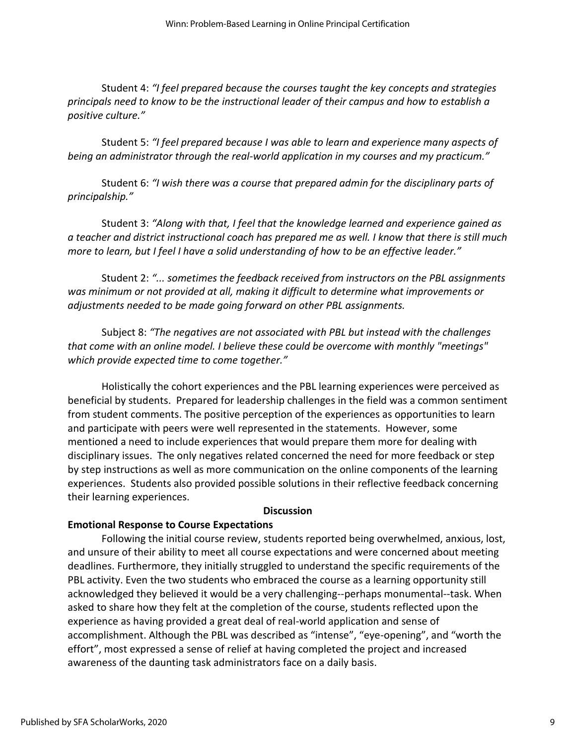Student 4: *"I feel prepared because the courses taught the key concepts and strategies principals need to know to be the instructional leader of their campus and how to establish a positive culture."*

Student 5: *"I feel prepared because I was able to learn and experience many aspects of being an administrator through the real-world application in my courses and my practicum."*

Student 6: *"I wish there was a course that prepared admin for the disciplinary parts of principalship."*

Student 3: *"Along with that, I feel that the knowledge learned and experience gained as a teacher and district instructional coach has prepared me as well. I know that there is still much more to learn, but I feel I have a solid understanding of how to be an effective leader."*

Student 2: *"... sometimes the feedback received from instructors on the PBL assignments was minimum or not provided at all, making it difficult to determine what improvements or adjustments needed to be made going forward on other PBL assignments.*

Subject 8: *"The negatives are not associated with PBL but instead with the challenges that come with an online model. I believe these could be overcome with monthly "meetings" which provide expected time to come together."*

Holistically the cohort experiences and the PBL learning experiences were perceived as beneficial by students. Prepared for leadership challenges in the field was a common sentiment from student comments. The positive perception of the experiences as opportunities to learn and participate with peers were well represented in the statements. However, some mentioned a need to include experiences that would prepare them more for dealing with disciplinary issues. The only negatives related concerned the need for more feedback or step by step instructions as well as more communication on the online components of the learning experiences. Students also provided possible solutions in their reflective feedback concerning their learning experiences.

## Discussion

### Emotional Response to Course Expectations

Following the initial course review, students reported being overwhelmed, anxious, lost, and unsure of their ability to meet all course expectations and were concerned about meeting deadlines. Furthermore, they initially struggled to understand the specific requirements of the PBL activity. Even the two students who embraced the course as a learning opportunity still acknowledged they believed it would be a very challenging--perhaps monumental--task. When asked to share how they felt at the completion of the course, students reflected upon the experience as having provided a great deal of real-world application and sense of accomplishment. Although the PBL was described as "intense", "eye-opening", and "worth the effort", most expressed a sense of relief at having completed the project and increased awareness of the daunting task administrators face on a daily basis.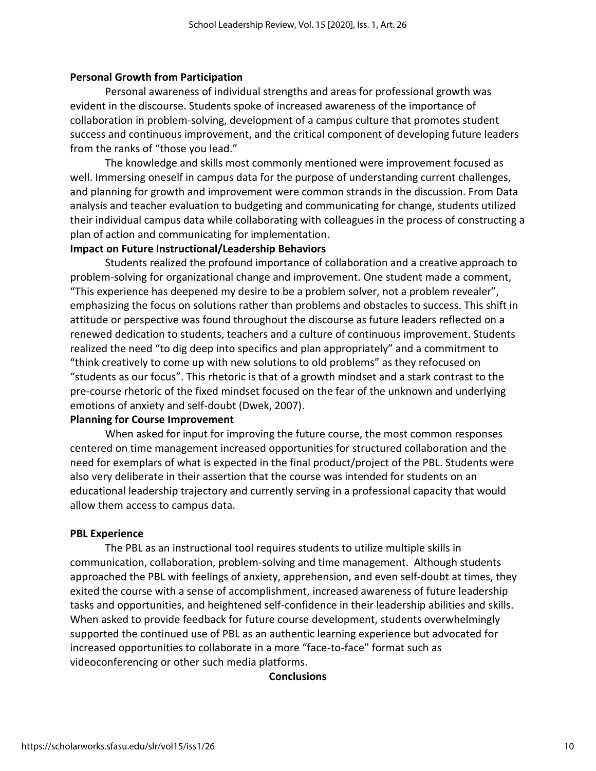**Personal Growth from Participation**

Personal awareness of individual strengths and areas for professional growth was evident in the discourse. Students spoke of increased awareness of the importance of collaboration in problem-solving, development of a campus culture that promotes student success and continuous improvement, and the critical component of developing future leaders from the ranks of "those you lead."

The knowledge and skills most commonly mentioned were improvement focused as well. Immersing oneself in campus data for the purpose of understanding current challenges, and planning for growth and improvement were common strands in the discussion. From Data analysis and teacher evaluation to budgeting and communicating for change, students utilized their individual campus data while collaborating with colleagues in the process of constructing a plan of action and communicating for implementation.

**Impact on Future Instructional/Leadership Behaviors**

Students realized the profound importance of collaboration and a creative approach to problem-solving for organizational change and improvement. One student made a comment, "This experience has deepened my desire to be a problem solver, not a problem revealer", emphasizing the focus on solutions rather than problems and obstacles to success. This shift in attitude or perspective was found throughout the discourse as future leaders reflected on a renewed dedication to students, teachers and a culture of continuous improvement. Students realized the need "to dig deep into specifics and plan appropriately" and a commitment to "think creatively to come up with new solutions to old problems" as they refocused on "students as our focus". This rhetoric is that of a growth mindset and a stark contrast to the pre-course rhetoric of the fixed mindset focused on the fear of the unknown and underlying emotions of anxiety and self-doubt (Dwek, 2007).

**Planning for Course Improvement**

When asked for input for improving the future course, the most common responses centered on time management increased opportunities for structured collaboration and the need for exemplars of what is expected in the final product/project of the PBL. Students were also very deliberate in their assertion that the course was intended for students on an educational leadership trajectory and currently serving in a professional capacity that would allow them access to campus data.

**PBL Experience**

The PBL as an instructional tool requires students to utilize multiple skills in communication, collaboration, problem-solving and time management. Although students approached the PBL with feelings of anxiety, apprehension, and even self-doubt at times, they exited the course with a sense of accomplishment, increased awareness of future leadership tasks and opportunities, and heightened self-confidence in their leadership abilities and skills. When asked to provide feedback for future course development, students overwhelmingly supported the continued use of PBL as an authentic learning experience but advocated for increased opportunities to collaborate in a more "face-to-face" format such as videoconferencing or other such media platforms.

## Conclusions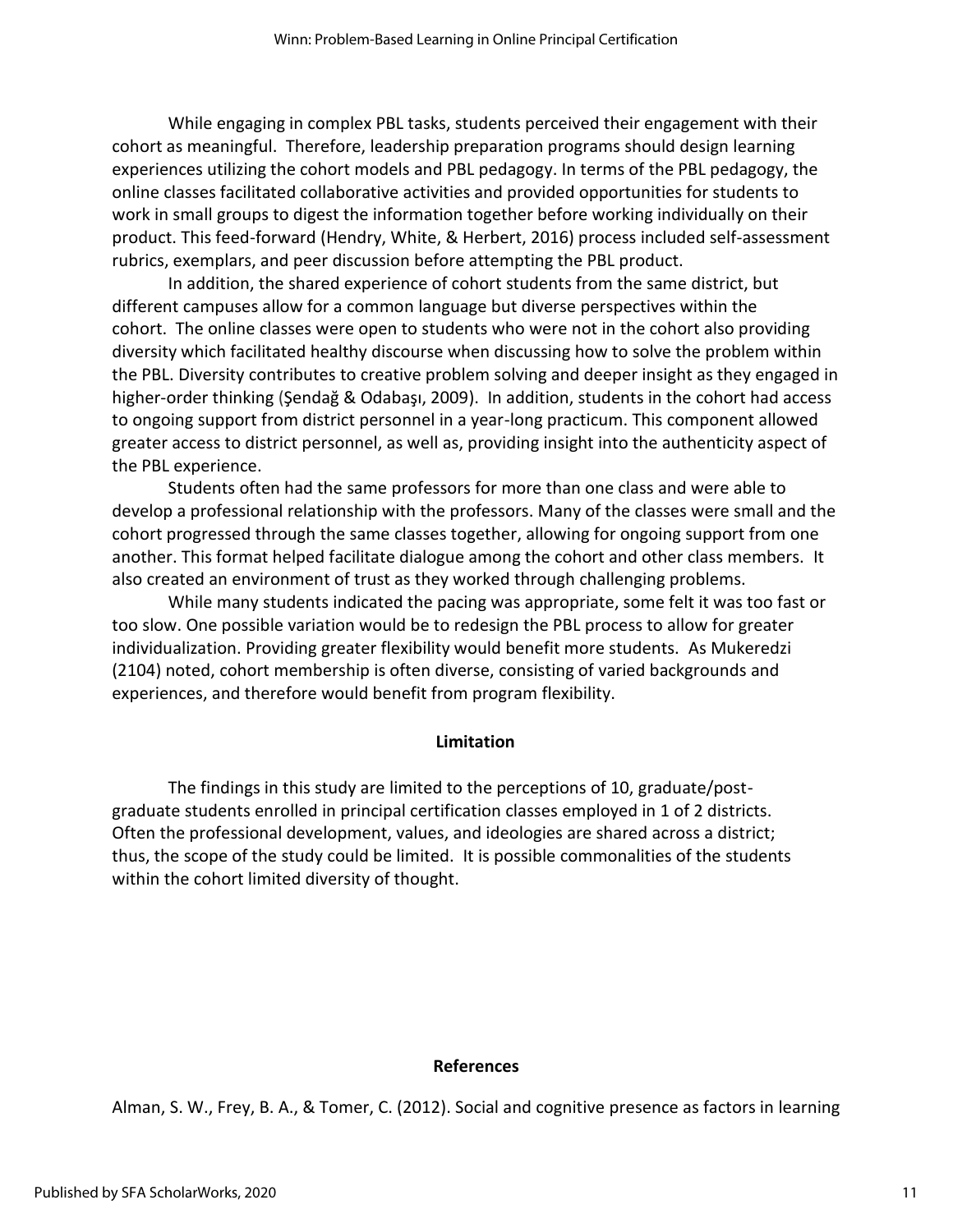While engaging in complex PBL tasks, students perceived their engagement with their cohort as meaningful. Therefore, leadership preparation programs should design learning experiences utilizing the cohort models and PBL pedagogy. In terms of the PBL pedagogy, the online classes facilitated collaborative activities and provided opportunities for students to work in small groups to digest the information together before working individually on their product. This feed-forward (Hendry, White, & Herbert, 2016) process included self-assessment rubrics, exemplars, and peer discussion before attempting the PBL product.

In addition, the shared experience of cohort students from the same district, but different campuses allow for a common language but diverse perspectives within the cohort. The online classes were open to students who were not in the cohort also providing diversity which facilitated healthy discourse when discussing how to solve the problem within the PBL. Diversity contributes to creative problem solving and deeper insight as they engaged in higher-order thinking (Şendağ & Odabaşı, 2009). In addition, students in the cohort had access to ongoing support from district personnel in a year-long practicum. This component allowed greater access to district personnel, as well as, providing insight into the authenticity aspect of the PBL experience.

Students often had the same professors for more than one class and were able to develop a professional relationship with the professors. Many of the classes were small and the cohort progressed through the same classes together, allowing for ongoing support from one another. This format helped facilitate dialogue among the cohort and other class members. It also created an environment of trust as they worked through challenging problems.

While many students indicated the pacing was appropriate, some felt it was too fast or too slow. One possible variation would be to redesign the PBL process to allow for greater individualization. Providing greater flexibility would benefit more students. As Mukeredzi (2104) noted, cohort membership is often diverse, consisting of varied backgrounds and experiences, and therefore would benefit from program flexibility.

## Limitation

The findings in this study are limited to the perceptions of 10, graduate/post-graduate students enrolled in principal certification classes employed in 1 of 2 districts. Often the professional development, values, and ideologies are shared across a district; thus, the scope of the study could be limited. It is possible commonalities of the students within the cohort limited diversity of thought.

## References

Alman, S. W., Frey, B. A., & Tomer, C. (2012). Social and cognitive presence as factors in learning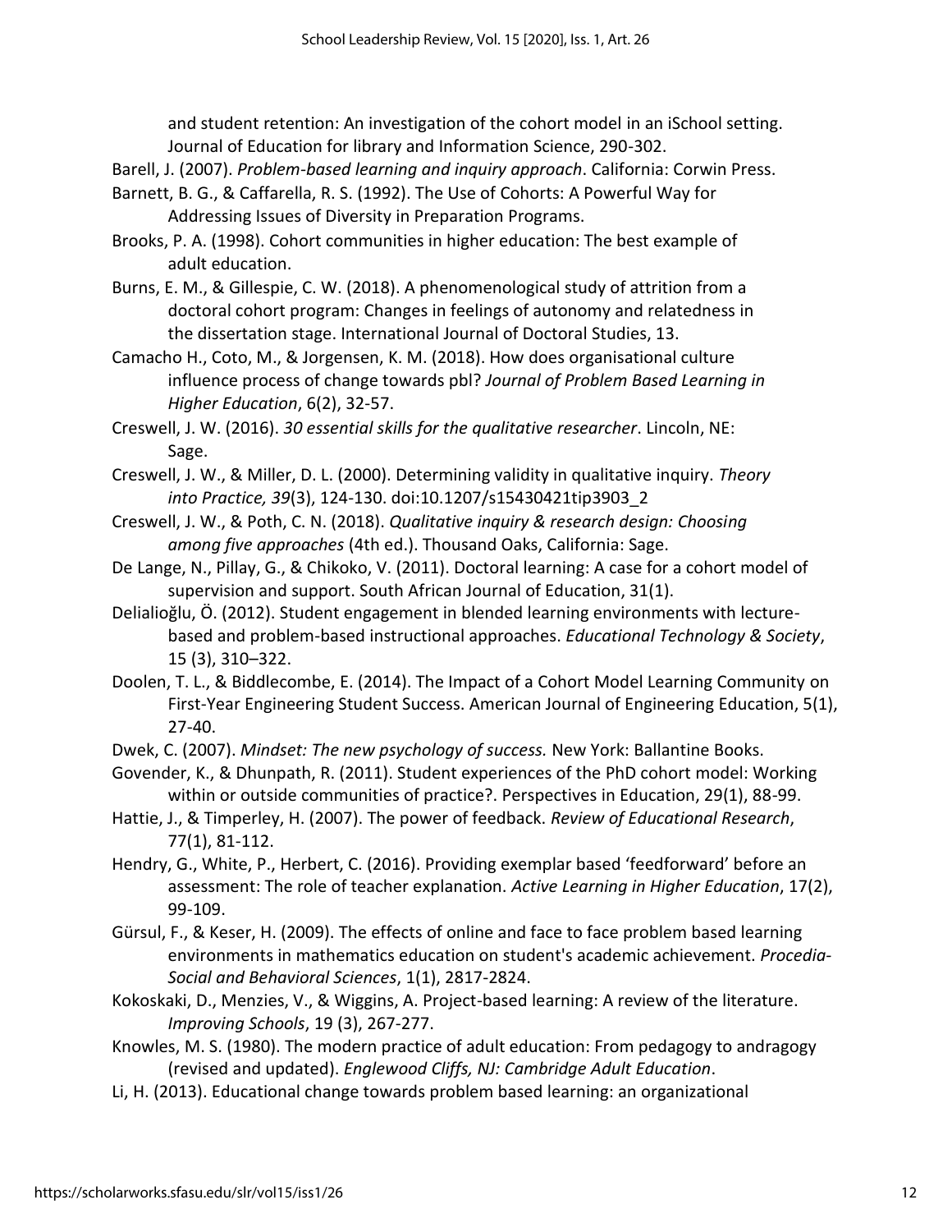and student retention: An investigation of the cohort model in an iSchool setting. Journal of Education for library and Information Science, 290-302.

Barell, J. (2007). *Problem-based learning and inquiry approach*. California: Corwin Press.

Barnett, B. G., & Caffarella, R. S. (1992). The Use of Cohorts: A Powerful Way for Addressing Issues of Diversity in Preparation Programs.

Brooks, P. A. (1998). Cohort communities in higher education: The best example of adult education.

Burns, E. M., & Gillespie, C. W. (2018). A phenomenological study of attrition from a doctoral cohort program: Changes in feelings of autonomy and relatedness in the dissertation stage. International Journal of Doctoral Studies, 13.

Camacho H., Coto, M., & Jorgensen, K. M. (2018). How does organisational culture influence process of change towards pbl? *Journal of Problem Based Learning in Higher Education*, 6(2), 32-57.

Creswell, J. W. (2016). *30 essential skills for the qualitative researcher*. Lincoln, NE: Sage.

Creswell, J. W., & Miller, D. L. (2000). Determining validity in qualitative inquiry. *Theory into Practice, 39*(3), 124-130. doi:10.1207/s15430421tip3903_2

Creswell, J. W., & Poth, C. N. (2018). *Qualitative inquiry & research design: Choosing among five approaches* (4th ed.). Thousand Oaks, California: Sage.

De Lange, N., Pillay, G., & Chikoko, V. (2011). Doctoral learning: A case for a cohort model of supervision and support. South African Journal of Education, 31(1).

Delialioğlu, Ö. (2012). Student engagement in blended learning environments with lecture-based and problem-based instructional approaches. *Educational Technology & Society*, 15 (3), 310–322.

Doolen, T. L., & Biddlecombe, E. (2014). The Impact of a Cohort Model Learning Community on First-Year Engineering Student Success. American Journal of Engineering Education, 5(1), 27-40.

Dwek, C. (2007). *Mindset: The new psychology of success.* New York: Ballantine Books.

Govender, K., & Dhunpath, R. (2011). Student experiences of the PhD cohort model: Working within or outside communities of practice?. Perspectives in Education, 29(1), 88-99.

Hattie, J., & Timperley, H. (2007). The power of feedback. *Review of Educational Research*, 77(1), 81-112.

Hendry, G., White, P., Herbert, C. (2016). Providing exemplar based 'feedforward' before an assessment: The role of teacher explanation. *Active Learning in Higher Education*, 17(2), 99-109.

Gürsul, F., & Keser, H. (2009). The effects of online and face to face problem based learning environments in mathematics education on student's academic achievement. *Procedia-Social and Behavioral Sciences*, 1(1), 2817-2824.

Kokoskaki, D., Menzies, V., & Wiggins, A. Project-based learning: A review of the literature. *Improving Schools*, 19 (3), 267-277.

Knowles, M. S. (1980). The modern practice of adult education: From pedagogy to andragogy (revised and updated). *Englewood Cliffs, NJ: Cambridge Adult Education*.

Li, H. (2013). Educational change towards problem based learning: an organizational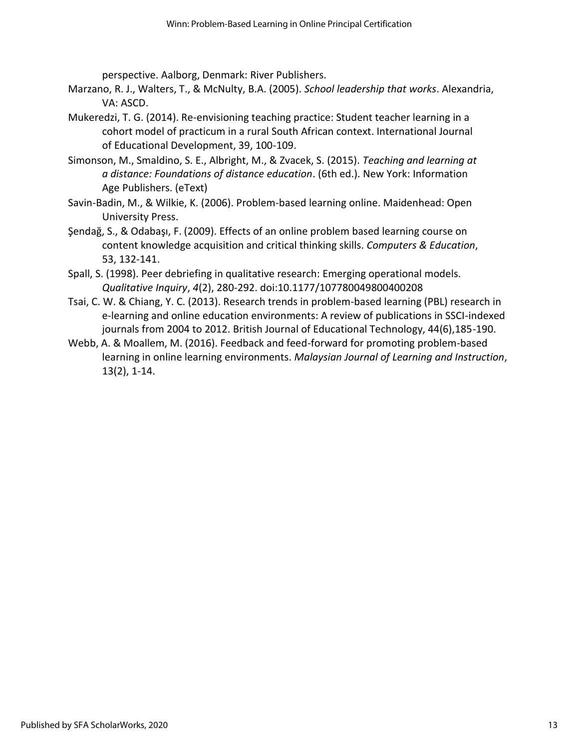perspective. Aalborg, Denmark: River Publishers.

Marzano, R. J., Walters, T., & McNulty, B.A. (2005). *School leadership that works*. Alexandria, VA: ASCD.

Mukeredzi, T. G. (2014). Re-envisioning teaching practice: Student teacher learning in a cohort model of practicum in a rural South African context. International Journal of Educational Development, 39, 100-109.

Simonson, M., Smaldino, S. E., Albright, M., & Zvacek, S. (2015). *Teaching and learning at a distance: Foundations of distance education*. (6th ed.). New York: Information Age Publishers. (eText)

Savin-Badin, M., & Wilkie, K. (2006). Problem-based learning online. Maidenhead: Open University Press.

Şendağ, S., & Odabaşı, F. (2009). Effects of an online problem based learning course on content knowledge acquisition and critical thinking skills. *Computers & Education*, 53, 132-141.

Spall, S. (1998). Peer debriefing in qualitative research: Emerging operational models. *Qualitative Inquiry*, *4*(2), 280-292. doi:10.1177/107780049800400208

Tsai, C. W. & Chiang, Y. C. (2013). Research trends in problem-based learning (PBL) research in e-learning and online education environments: A review of publications in SSCI-indexed journals from 2004 to 2012. British Journal of Educational Technology, 44(6),185-190.

Webb, A. & Moallem, M. (2016). Feedback and feed-forward for promoting problem-based learning in online learning environments. *Malaysian Journal of Learning and Instruction*, 13(2), 1-14.